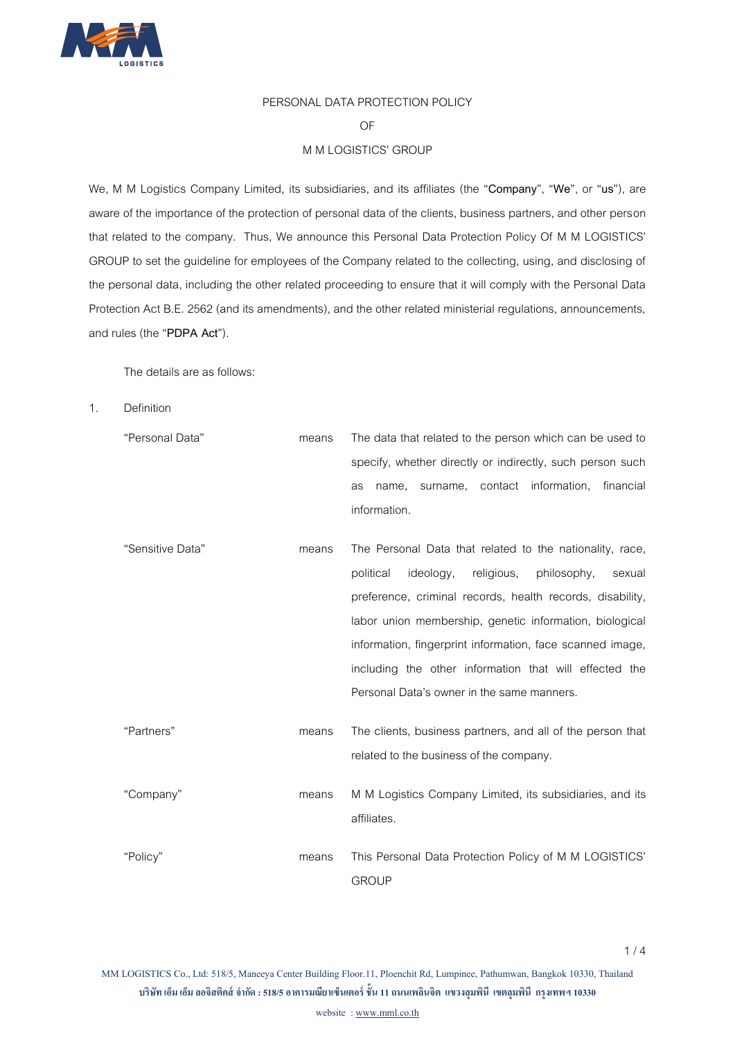# PERSONAL DATA PROTECTION POLICY

# OF

# M M LOGISTICS' GROUP

We, M M Logistics Company Limited, its subsidiaries, and its affiliates (the "**Company**", "**We**", or "**us**"), are aware of the importance of the protection of personal data of the clients, business partners, and other person that related to the company. Thus, We announce this Personal Data Protection Policy Of M M LOGISTICS' GROUP to set the guideline for employees of the Company related to the collecting, using, and disclosing of the personal data, including the other related proceeding to ensure that it will comply with the Personal Data Protection Act B.E. 2562 (and its amendments), and the other related ministerial regulations, announcements, and rules (the "**PDPA Act**").

The details are as follows:

1. Definition

| | | |
|---|---|---|
| "Personal Data" | means | The data that related to the person which can be used to specify, whether directly or indirectly, such person such as name, surname, contact information, financial information. |
| "Sensitive Data" | means | The Personal Data that related to the nationality, race, political ideology, religious, philosophy, sexual preference, criminal records, health records, disability, labor union membership, genetic information, biological information, fingerprint information, face scanned image, including the other information that will effected the Personal Data's owner in the same manners. |
| "Partners" | means | The clients, business partners, and all of the person that related to the business of the company. |
| "Company" | means | M M Logistics Company Limited, its subsidiaries, and its affiliates. |
| "Policy" | means | This Personal Data Protection Policy of M M LOGISTICS' GROUP |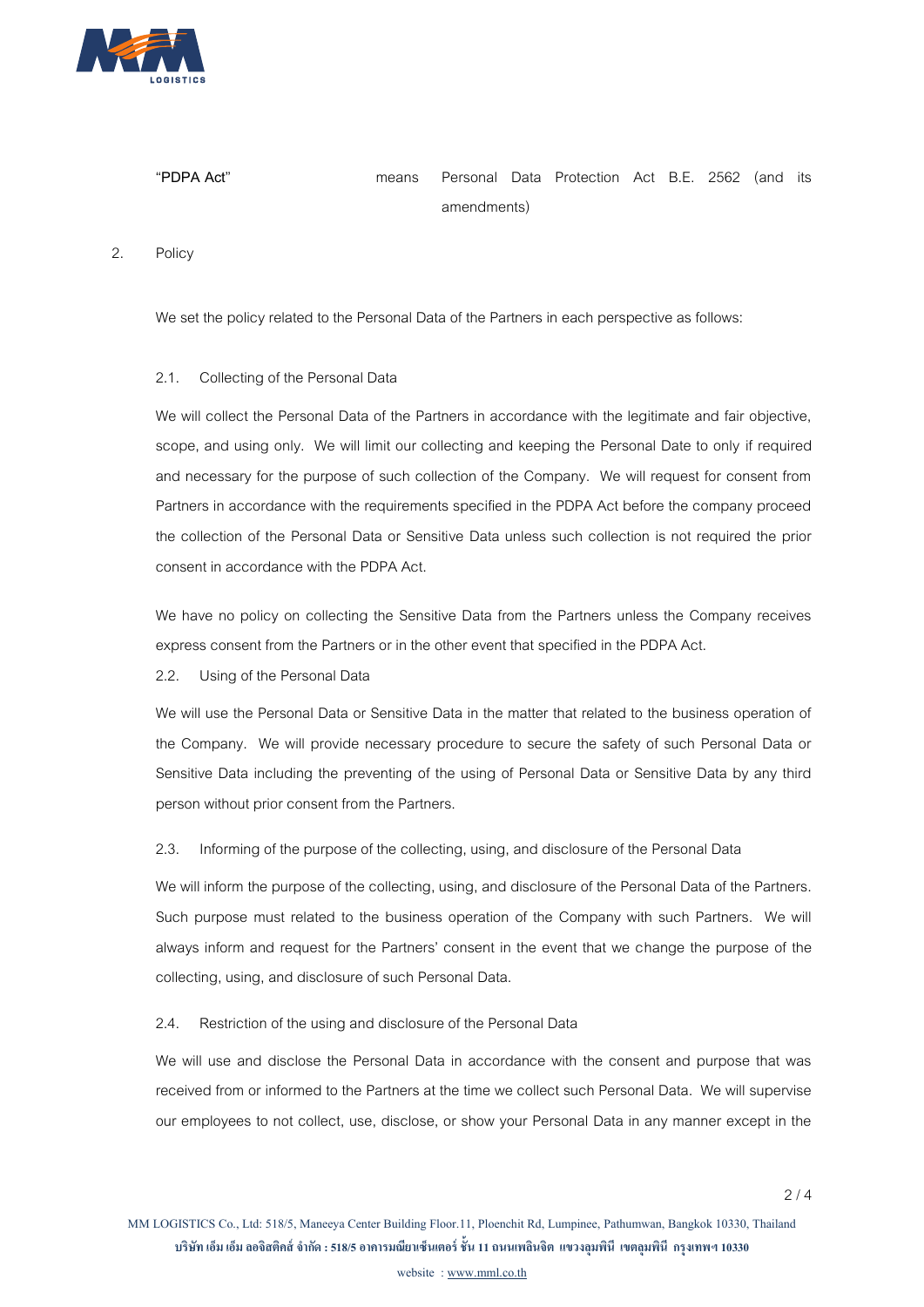| | | |
|---|---|---|
| "**PDPA Act**" | means | Personal Data Protection Act B.E. 2562 (and its amendments) |

2. Policy

We set the policy related to the Personal Data of the Partners in each perspective as follows:

2.1. Collecting of the Personal Data

We will collect the Personal Data of the Partners in accordance with the legitimate and fair objective, scope, and using only. We will limit our collecting and keeping the Personal Date to only if required and necessary for the purpose of such collection of the Company. We will request for consent from Partners in accordance with the requirements specified in the PDPA Act before the company proceed the collection of the Personal Data or Sensitive Data unless such collection is not required the prior consent in accordance with the PDPA Act.

We have no policy on collecting the Sensitive Data from the Partners unless the Company receives express consent from the Partners or in the other event that specified in the PDPA Act.

2.2. Using of the Personal Data

We will use the Personal Data or Sensitive Data in the matter that related to the business operation of the Company. We will provide necessary procedure to secure the safety of such Personal Data or Sensitive Data including the preventing of the using of Personal Data or Sensitive Data by any third person without prior consent from the Partners.

2.3. Informing of the purpose of the collecting, using, and disclosure of the Personal Data

We will inform the purpose of the collecting, using, and disclosure of the Personal Data of the Partners. Such purpose must related to the business operation of the Company with such Partners. We will always inform and request for the Partners' consent in the event that we change the purpose of the collecting, using, and disclosure of such Personal Data.

2.4. Restriction of the using and disclosure of the Personal Data

We will use and disclose the Personal Data in accordance with the consent and purpose that was received from or informed to the Partners at the time we collect such Personal Data. We will supervise our employees to not collect, use, disclose, or show your Personal Data in any manner except in the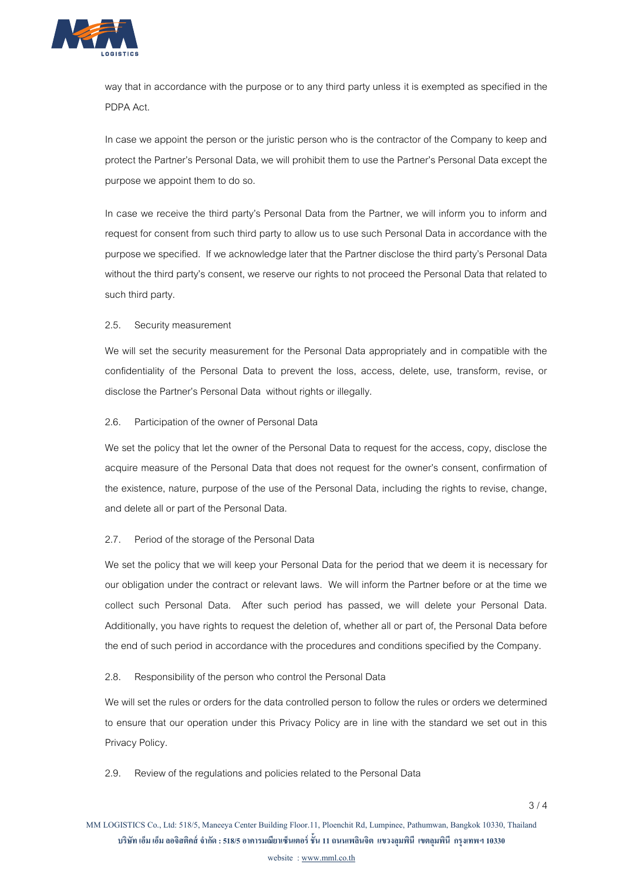way that in accordance with the purpose or to any third party unless it is exempted as specified in the PDPA Act.

In case we appoint the person or the juristic person who is the contractor of the Company to keep and protect the Partner's Personal Data, we will prohibit them to use the Partner's Personal Data except the purpose we appoint them to do so.

In case we receive the third party's Personal Data from the Partner, we will inform you to inform and request for consent from such third party to allow us to use such Personal Data in accordance with the purpose we specified. If we acknowledge later that the Partner disclose the third party's Personal Data without the third party's consent, we reserve our rights to not proceed the Personal Data that related to such third party.

2.5. Security measurement

We will set the security measurement for the Personal Data appropriately and in compatible with the confidentiality of the Personal Data to prevent the loss, access, delete, use, transform, revise, or disclose the Partner's Personal Data without rights or illegally.

2.6. Participation of the owner of Personal Data

We set the policy that let the owner of the Personal Data to request for the access, copy, disclose the acquire measure of the Personal Data that does not request for the owner's consent, confirmation of the existence, nature, purpose of the use of the Personal Data, including the rights to revise, change, and delete all or part of the Personal Data.

2.7. Period of the storage of the Personal Data

We set the policy that we will keep your Personal Data for the period that we deem it is necessary for our obligation under the contract or relevant laws. We will inform the Partner before or at the time we collect such Personal Data. After such period has passed, we will delete your Personal Data. Additionally, you have rights to request the deletion of, whether all or part of, the Personal Data before the end of such period in accordance with the procedures and conditions specified by the Company.

2.8. Responsibility of the person who control the Personal Data

We will set the rules or orders for the data controlled person to follow the rules or orders we determined to ensure that our operation under this Privacy Policy are in line with the standard we set out in this Privacy Policy.

2.9. Review of the regulations and policies related to the Personal Data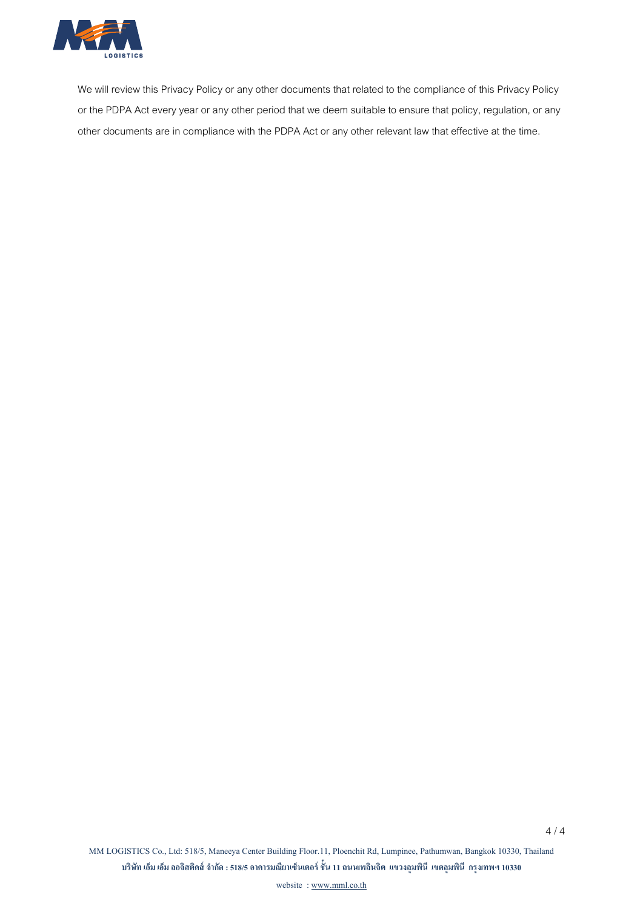We will review this Privacy Policy or any other documents that related to the compliance of this Privacy Policy or the PDPA Act every year or any other period that we deem suitable to ensure that policy, regulation, or any other documents are in compliance with the PDPA Act or any other relevant law that effective at the time.